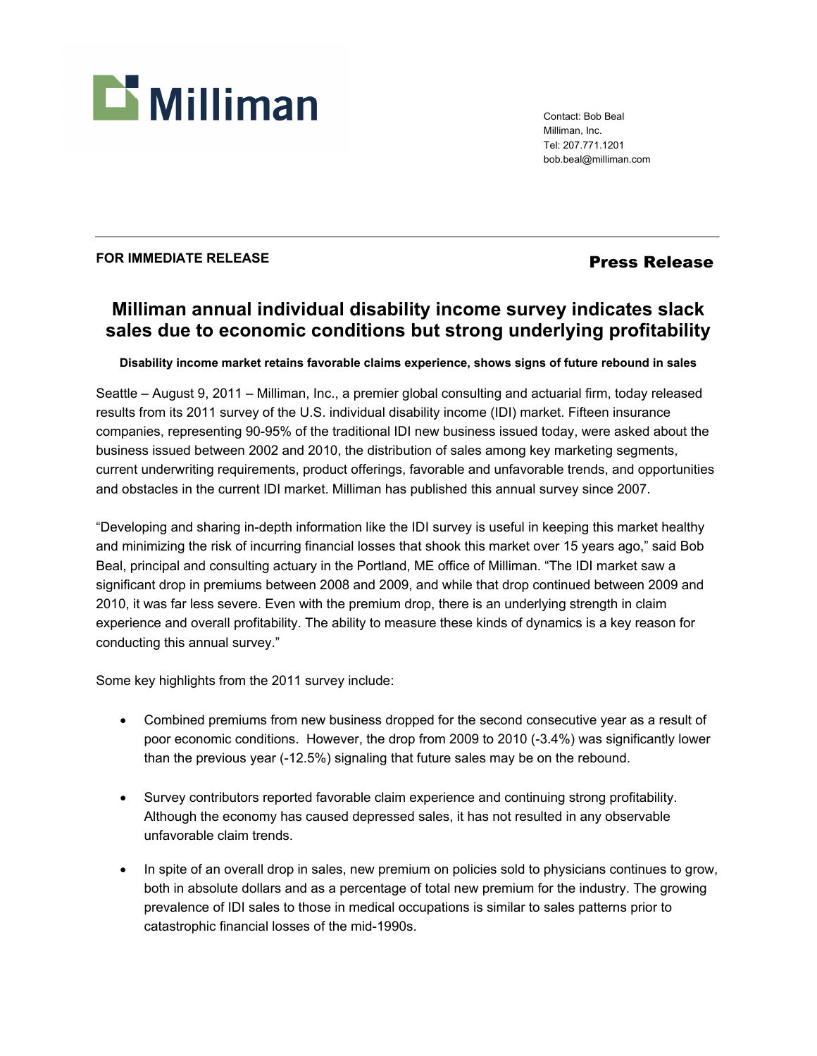Milliman

Contact: Bob Beal
Milliman, Inc.
Tel: 207.771.1201
bob.beal@milliman.com

**FOR IMMEDIATE RELEASE**

**Press Release**

# Milliman annual individual disability income survey indicates slack sales due to economic conditions but strong underlying profitability

**Disability income market retains favorable claims experience, shows signs of future rebound in sales**

Seattle – August 9, 2011 – Milliman, Inc., a premier global consulting and actuarial firm, today released results from its 2011 survey of the U.S. individual disability income (IDI) market. Fifteen insurance companies, representing 90-95% of the traditional IDI new business issued today, were asked about the business issued between 2002 and 2010, the distribution of sales among key marketing segments, current underwriting requirements, product offerings, favorable and unfavorable trends, and opportunities and obstacles in the current IDI market. Milliman has published this annual survey since 2007.

"Developing and sharing in-depth information like the IDI survey is useful in keeping this market healthy and minimizing the risk of incurring financial losses that shook this market over 15 years ago," said Bob Beal, principal and consulting actuary in the Portland, ME office of Milliman. "The IDI market saw a significant drop in premiums between 2008 and 2009, and while that drop continued between 2009 and 2010, it was far less severe. Even with the premium drop, there is an underlying strength in claim experience and overall profitability. The ability to measure these kinds of dynamics is a key reason for conducting this annual survey."

Some key highlights from the 2011 survey include:

- Combined premiums from new business dropped for the second consecutive year as a result of poor economic conditions. However, the drop from 2009 to 2010 (-3.4%) was significantly lower than the previous year (-12.5%) signaling that future sales may be on the rebound.
- Survey contributors reported favorable claim experience and continuing strong profitability. Although the economy has caused depressed sales, it has not resulted in any observable unfavorable claim trends.
- In spite of an overall drop in sales, new premium on policies sold to physicians continues to grow, both in absolute dollars and as a percentage of total new premium for the industry. The growing prevalence of IDI sales to those in medical occupations is similar to sales patterns prior to catastrophic financial losses of the mid-1990s.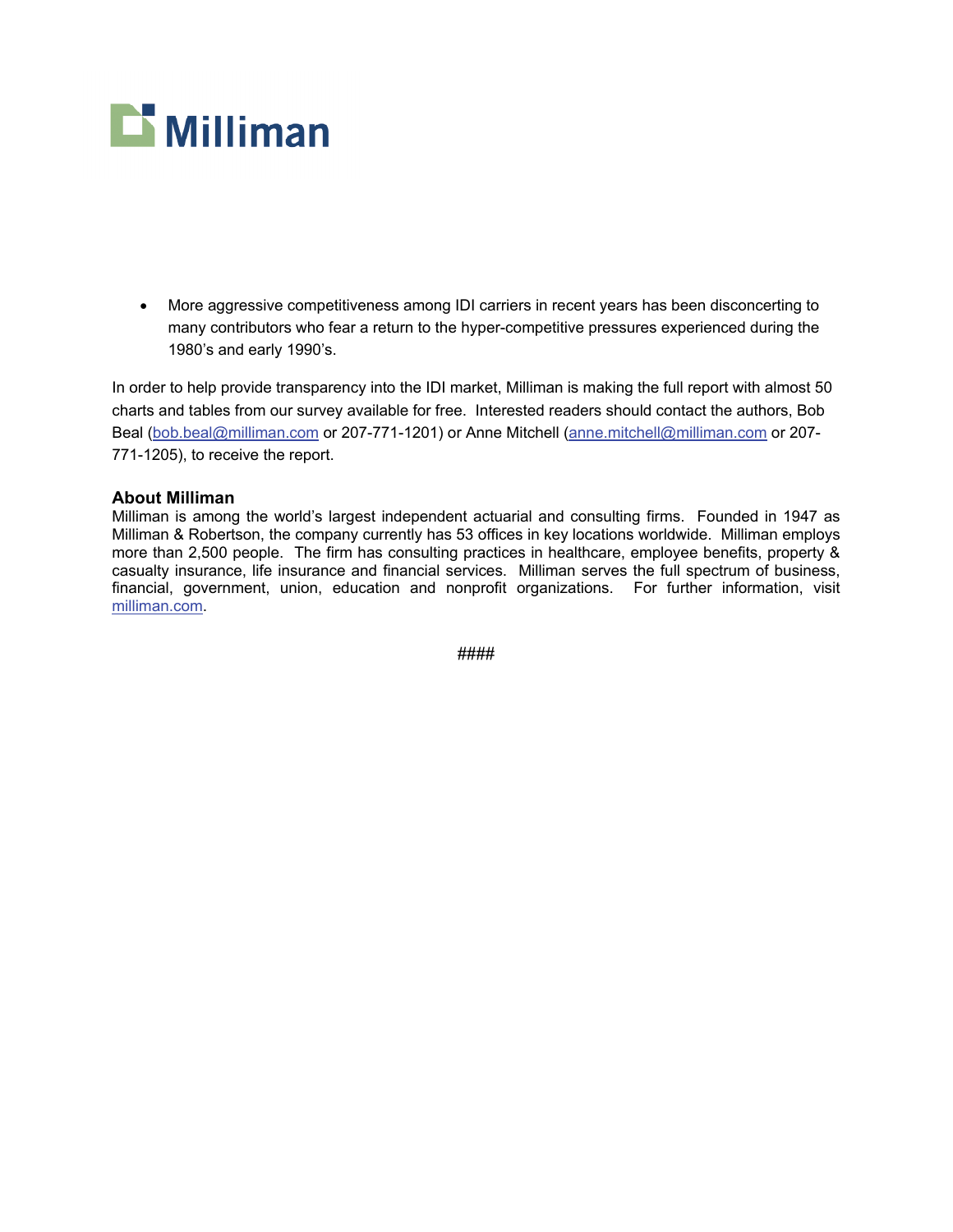Milliman

- More aggressive competitiveness among IDI carriers in recent years has been disconcerting to many contributors who fear a return to the hyper-competitive pressures experienced during the 1980's and early 1990's.

In order to help provide transparency into the IDI market, Milliman is making the full report with almost 50 charts and tables from our survey available for free. Interested readers should contact the authors, Bob Beal (bob.beal@milliman.com or 207-771-1201) or Anne Mitchell (anne.mitchell@milliman.com or 207-771-1205), to receive the report.

## About Milliman

Milliman is among the world's largest independent actuarial and consulting firms. Founded in 1947 as Milliman & Robertson, the company currently has 53 offices in key locations worldwide. Milliman employs more than 2,500 people. The firm has consulting practices in healthcare, employee benefits, property & casualty insurance, life insurance and financial services. Milliman serves the full spectrum of business, financial, government, union, education and nonprofit organizations. For further information, visit milliman.com.

####